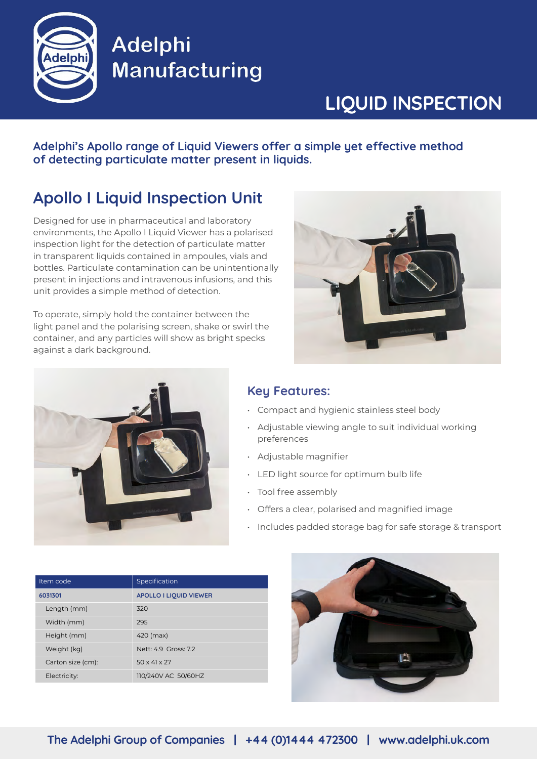# Adelphi Manufacturing

# LIQUID INSPECTION

**Adelphi's Apollo range of Liquid Viewers offer a simple yet effective method of detecting particulate matter present in liquids.**

## Apollo I Liquid Inspection Unit

Designed for use in pharmaceutical and laboratory environments, the Apollo I Liquid Viewer has a polarised inspection light for the detection of particulate matter in transparent liquids contained in ampoules, vials and bottles. Particulate contamination can be unintentionally present in injections and intravenous infusions, and this unit provides a simple method of detection.

To operate, simply hold the container between the light panel and the polarising screen, shake or swirl the container, and any particles will show as bright specks against a dark background.

### Key Features:

- Compact and hygienic stainless steel body
- Adjustable viewing angle to suit individual working preferences
- Adjustable magnifier
- LED light source for optimum bulb life
- Tool free assembly
- Offers a clear, polarised and magnified image
- Includes padded storage bag for safe storage & transport

| Item code | Specification |
|---|---|
| 6031301 | APOLLO I LIQUID VIEWER |
| Length (mm) | 320 |
| Width (mm) | 295 |
| Height (mm) | 420 (max) |
| Weight (kg) | Nett: 4.9 Gross: 7.2 |
| Carton size (cm): | 50 x 41 x 27 |
| Electricity: | 110/240V AC 50/60HZ |

The Adelphi Group of Companies | +44 (0)1444 472300 | www.adelphi.uk.com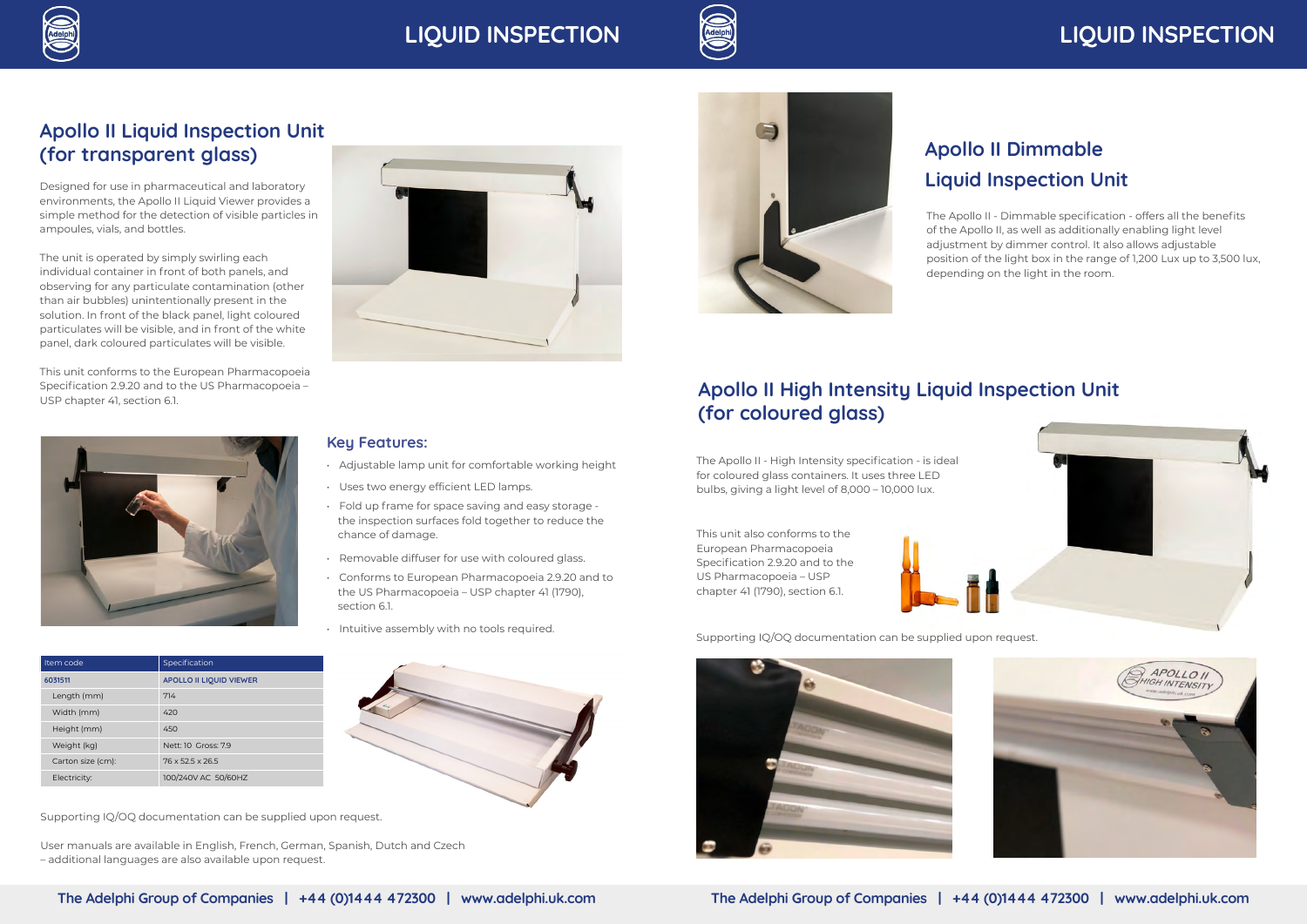# LIQUID INSPECTION

## Apollo II Liquid Inspection Unit (for transparent glass)

Designed for use in pharmaceutical and laboratory environments, the Apollo II Liquid Viewer provides a simple method for the detection of visible particles in ampoules, vials, and bottles.

The unit is operated by simply swirling each individual container in front of both panels, and observing for any particulate contamination (other than air bubbles) unintentionally present in the solution. In front of the black panel, light coloured particulates will be visible, and in front of the white panel, dark coloured particulates will be visible.

This unit conforms to the European Pharmacopoeia Specification 2.9.20 and to the US Pharmacopoeia – USP chapter 41, section 6.1.

### Key Features:

- Adjustable lamp unit for comfortable working height
- Uses two energy efficient LED lamps.
- Fold up frame for space saving and easy storage - the inspection surfaces fold together to reduce the chance of damage.
- Removable diffuser for use with coloured glass.
- Conforms to European Pharmacopoeia 2.9.20 and to the US Pharmacopoeia – USP chapter 41 (1790), section 6.1.
- Intuitive assembly with no tools required.

| Item code | Specification |
|---|---|
| 6031511 | APOLLO II LIQUID VIEWER |
| Length (mm) | 714 |
| Width (mm) | 420 |
| Height (mm) | 450 |
| Weight (kg) | Nett: 10 Gross: 7.9 |
| Carton size (cm): | 76 x 52.5 x 26.5 |
| Electricity: | 100/240V AC 50/60HZ |

Supporting IQ/OQ documentation can be supplied upon request.

User manuals are available in English, French, German, Spanish, Dutch and Czech – additional languages are also available upon request.

# LIQUID INSPECTION

## Apollo II Dimmable Liquid Inspection Unit

The Apollo II - Dimmable specification - offers all the benefits of the Apollo II, as well as additionally enabling light level adjustment by dimmer control. It also allows adjustable position of the light box in the range of 1,200 Lux up to 3,500 lux, depending on the light in the room.

## Apollo II High Intensity Liquid Inspection Unit (for coloured glass)

The Apollo II - High Intensity specification - is ideal for coloured glass containers. It uses three LED bulbs, giving a light level of 8,000 – 10,000 lux.

This unit also conforms to the European Pharmacopoeia Specification 2.9.20 and to the US Pharmacopoeia – USP chapter 41 (1790), section 6.1.

Supporting IQ/OQ documentation can be supplied upon request.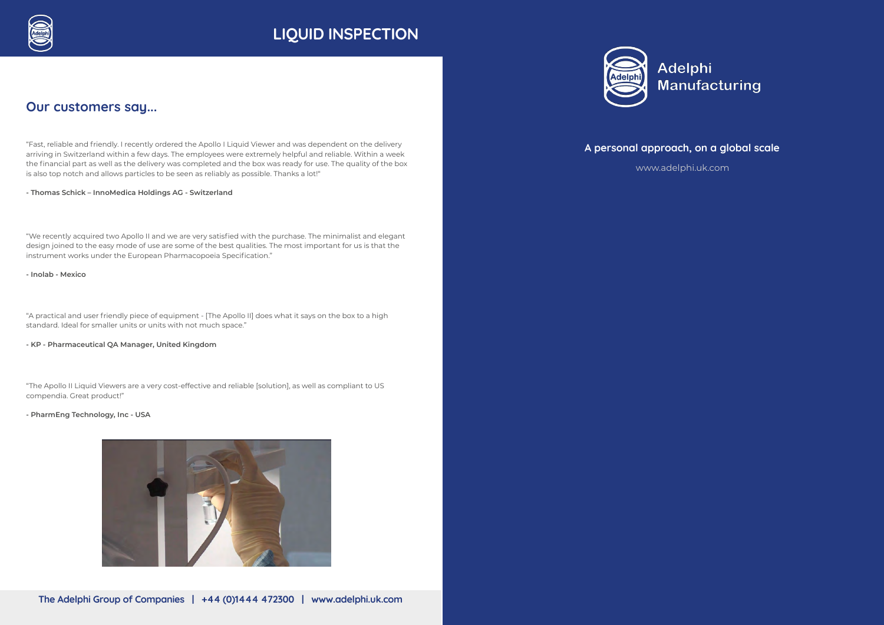# LIQUID INSPECTION

## Our customers say...

"Fast, reliable and friendly. I recently ordered the Apollo I Liquid Viewer and was dependent on the delivery arriving in Switzerland within a few days. The employees were extremely helpful and reliable. Within a week the financial part as well as the delivery was completed and the box was ready for use. The quality of the box is also top notch and allows particles to be seen as reliably as possible. Thanks a lot!"

**- Thomas Schick – InnoMedica Holdings AG - Switzerland**

"We recently acquired two Apollo II and we are very satisfied with the purchase. The minimalist and elegant design joined to the easy mode of use are some of the best qualities. The most important for us is that the instrument works under the European Pharmacopoeia Specification."

**- Inolab - Mexico**

"A practical and user friendly piece of equipment - [The Apollo II] does what it says on the box to a high standard. Ideal for smaller units or units with not much space."

**- KP - Pharmaceutical QA Manager, United Kingdom**

"The Apollo II Liquid Viewers are a very cost-effective and reliable [solution], as well as compliant to US compendia. Great product!"

**- PharmEng Technology, Inc - USA**

The Adelphi Group of Companies | +44 (0)1444 472300 | www.adelphi.uk.com

Adelphi Manufacturing

**A personal approach, on a global scale**

www.adelphi.uk.com